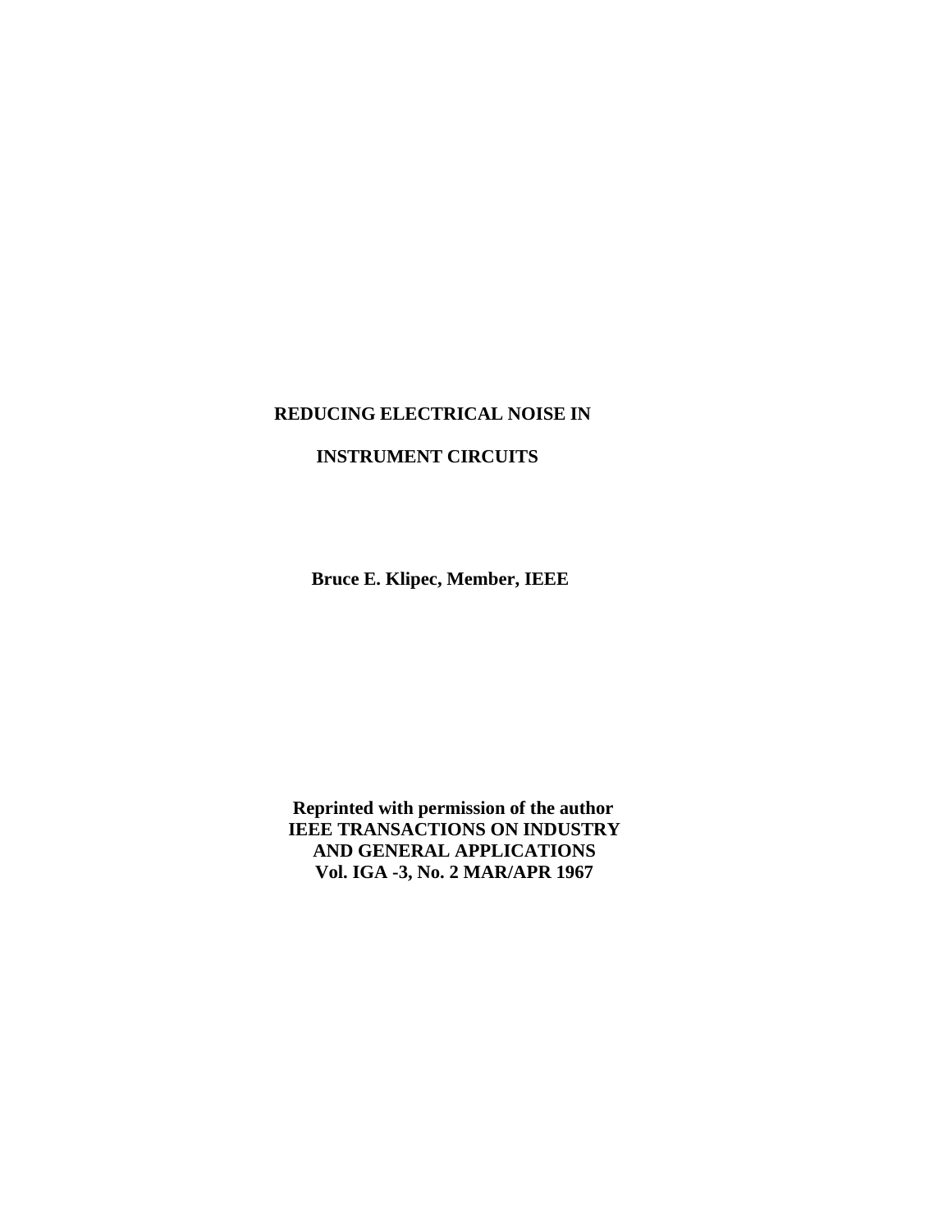# REDUCING ELECTRICAL NOISE IN INSTRUMENT CIRCUITS

**Bruce E. Klipec, Member, IEEE**

**Reprinted with permission of the author**
**IEEE TRANSACTIONS ON INDUSTRY AND GENERAL APPLICATIONS**
**Vol. IGA -3, No. 2 MAR/APR 1967**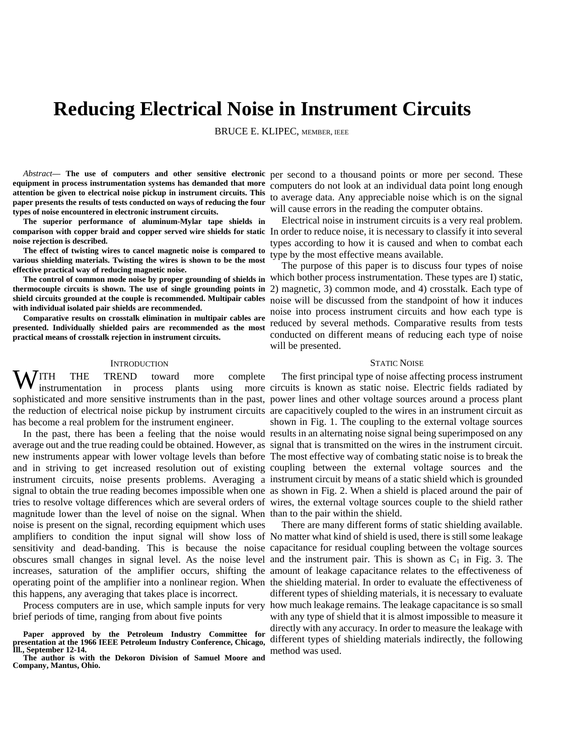# Reducing Electrical Noise in Instrument Circuits

BRUCE E. KLIPEC, MEMBER, IEEE

*Abstract*— **The use of computers and other sensitive electronic equipment in process instrumentation systems has demanded that more attention be given to electrical noise pickup in instrument circuits. This paper presents the results of tests conducted on ways of reducing the four types of noise encountered in electronic instrument circuits.**

**The superior performance of aluminum-Mylar tape shields in comparison with copper braid and copper served wire shields for static noise rejection is described.**

**The effect of twisting wires to cancel magnetic noise is compared to various shielding materials. Twisting the wires is shown to be the most effective practical way of reducing magnetic noise.**

**The control of common mode noise by proper grounding of shields in thermocouple circuits is shown. The use of single grounding points in shield circuits grounded at the couple is recommended. Multipair cables with individual isolated pair shields are recommended.**

**Comparative results on crosstalk elimination in multipair cables are presented. Individually shielded pairs are recommended as the most practical means of crosstalk rejection in instrument circuits.**

## Introduction

WITH THE TREND toward more complete instrumentation in process plants using more sophisticated and more sensitive instruments than in the past, the reduction of electrical noise pickup by instrument circuits has become a real problem for the instrument engineer.

In the past, there has been a feeling that the noise would average out and the true reading could be obtained. However, as new instruments appear with lower voltage levels than before and in striving to get increased resolution out of existing instrument circuits, noise presents problems. Averaging a signal to obtain the true reading becomes impossible when one tries to resolve voltage differences which are several orders of magnitude lower than the level of noise on the signal. When noise is present on the signal, recording equipment which uses amplifiers to condition the input signal will show loss of sensitivity and dead-banding. This is because the noise obscures small changes in signal level. As the noise level increases, saturation of the amplifier occurs, shifting the operating point of the amplifier into a nonlinear region. When this happens, any averaging that takes place is incorrect.

Process computers are in use, which sample inputs for very brief periods of time, ranging from about five points per second to a thousand points or more per second. These computers do not look at an individual data point long enough to average data. Any appreciable noise which is on the signal will cause errors in the reading the computer obtains.

Electrical noise in instrument circuits is a very real problem. In order to reduce noise, it is necessary to classify it into several types according to how it is caused and when to combat each type by the most effective means available.

The purpose of this paper is to discuss four types of noise which bother process instrumentation. These types are I) static, 2) magnetic, 3) common mode, and 4) crosstalk. Each type of noise will be discussed from the standpoint of how it induces noise into process instrument circuits and how each type is reduced by several methods. Comparative results from tests conducted on different means of reducing each type of noise will be presented.

**Paper approved by the Petroleum Industry Committee for presentation at the 1966 IEEE Petroleum Industry Conference, Chicago, Ill., September 12-14.**

**The author is with the Dekoron Division of Samuel Moore and Company, Mantus, Ohio.**

## Static Noise

The first principal type of noise affecting process instrument circuits is known as static noise. Electric fields radiated by power lines and other voltage sources around a process plant are capacitively coupled to the wires in an instrument circuit as shown in Fig. 1. The coupling to the external voltage sources results in an alternating noise signal being superimposed on any signal that is transmitted on the wires in the instrument circuit. The most effective way of combating static noise is to break the coupling between the external voltage sources and the instrument circuit by means of a static shield which is grounded as shown in Fig. 2. When a shield is placed around the pair of wires, the external voltage sources couple to the shield rather than to the pair within the shield.

There are many different forms of static shielding available. No matter what kind of shield is used, there is still some leakage capacitance for residual coupling between the voltage sources and the instrument pair. This is shown as $C_1$ in Fig. 3. The amount of leakage capacitance relates to the effectiveness of the shielding material. In order to evaluate the effectiveness of different types of shielding materials, it is necessary to evaluate how much leakage remains. The leakage capacitance is so small with any type of shield that it is almost impossible to measure it directly with any accuracy. In order to measure the leakage with different types of shielding materials indirectly, the following method was used.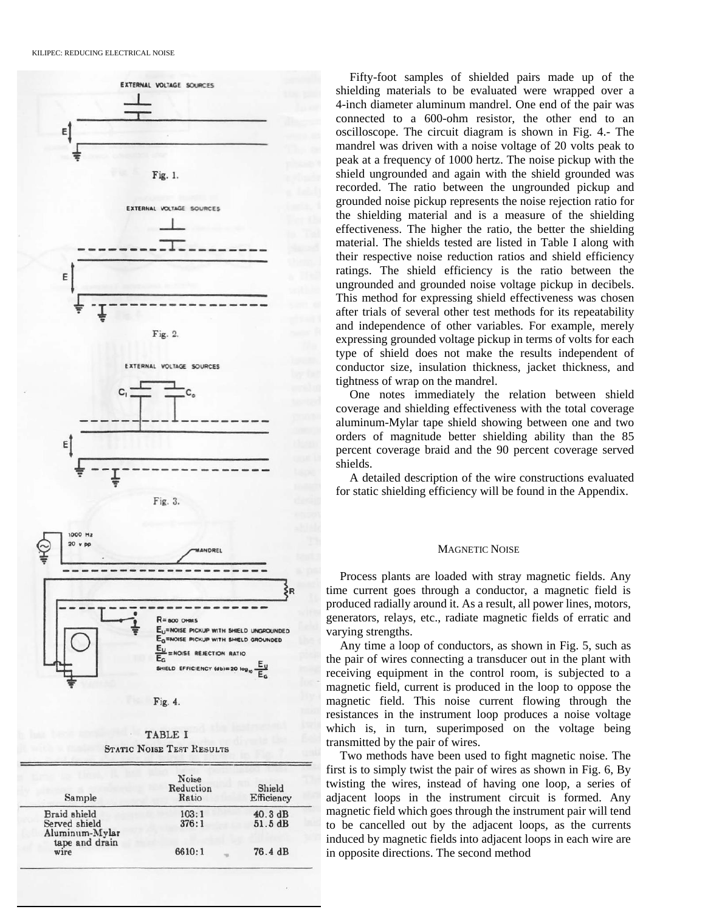Fig. 1.

Fig. 2.

Fig. 3.

Fig. 4.

TABLE I

STATIC NOISE TEST RESULTS

| Sample | Noise Reduction Ratio | Shield Efficiency |
|---|---|---|
| Braid shield | 103:1 | 40.3 dB |
| Served shield | 376:1 | 51.5 dB |
| Aluminum-Mylar tape and drain wire | 6610:1 | 76.4 dB |

Fifty-foot samples of shielded pairs made up of the shielding materials to be evaluated were wrapped over a 4-inch diameter aluminum mandrel. One end of the pair was connected to a 600-ohm resistor, the other end to an oscilloscope. The circuit diagram is shown in Fig. 4.- The mandrel was driven with a noise voltage of 20 volts peak to peak at a frequency of 1000 hertz. The noise pickup with the shield ungrounded and again with the shield grounded was recorded. The ratio between the ungrounded pickup and grounded noise pickup represents the noise rejection ratio for the shielding material and is a measure of the shielding effectiveness. The higher the ratio, the better the shielding material. The shields tested are listed in Table I along with their respective noise reduction ratios and shield efficiency ratings. The shield efficiency is the ratio between the ungrounded and grounded noise voltage pickup in decibels. This method for expressing shield effectiveness was chosen after trials of several other test methods for its repeatability and independence of other variables. For example, merely expressing grounded voltage pickup in terms of volts for each type of shield does not make the results independent of conductor size, insulation thickness, jacket thickness, and tightness of wrap on the mandrel.

One notes immediately the relation between shield coverage and shielding effectiveness with the total coverage aluminum-Mylar tape shield showing between one and two orders of magnitude better shielding ability than the 85 percent coverage braid and the 90 percent coverage served shields.

A detailed description of the wire constructions evaluated for static shielding efficiency will be found in the Appendix.

## MAGNETIC NOISE

Process plants are loaded with stray magnetic fields. Any time current goes through a conductor, a magnetic field is produced radially around it. As a result, all power lines, motors, generators, relays, etc., radiate magnetic fields of erratic and varying strengths.

Any time a loop of conductors, as shown in Fig. 5, such as the pair of wires connecting a transducer out in the plant with receiving equipment in the control room, is subjected to a magnetic field, current is produced in the loop to oppose the magnetic field. This noise current flowing through the resistances in the instrument loop produces a noise voltage which is, in turn, superimposed on the voltage being transmitted by the pair of wires.

Two methods have been used to fight magnetic noise. The first is to simply twist the pair of wires as shown in Fig. 6, By twisting the wires, instead of having one loop, a series of adjacent loops in the instrument circuit is formed. Any magnetic field which goes through the instrument pair will tend to be cancelled out by the adjacent loops, as the currents induced by magnetic fields into adjacent loops in each wire are in opposite directions. The second method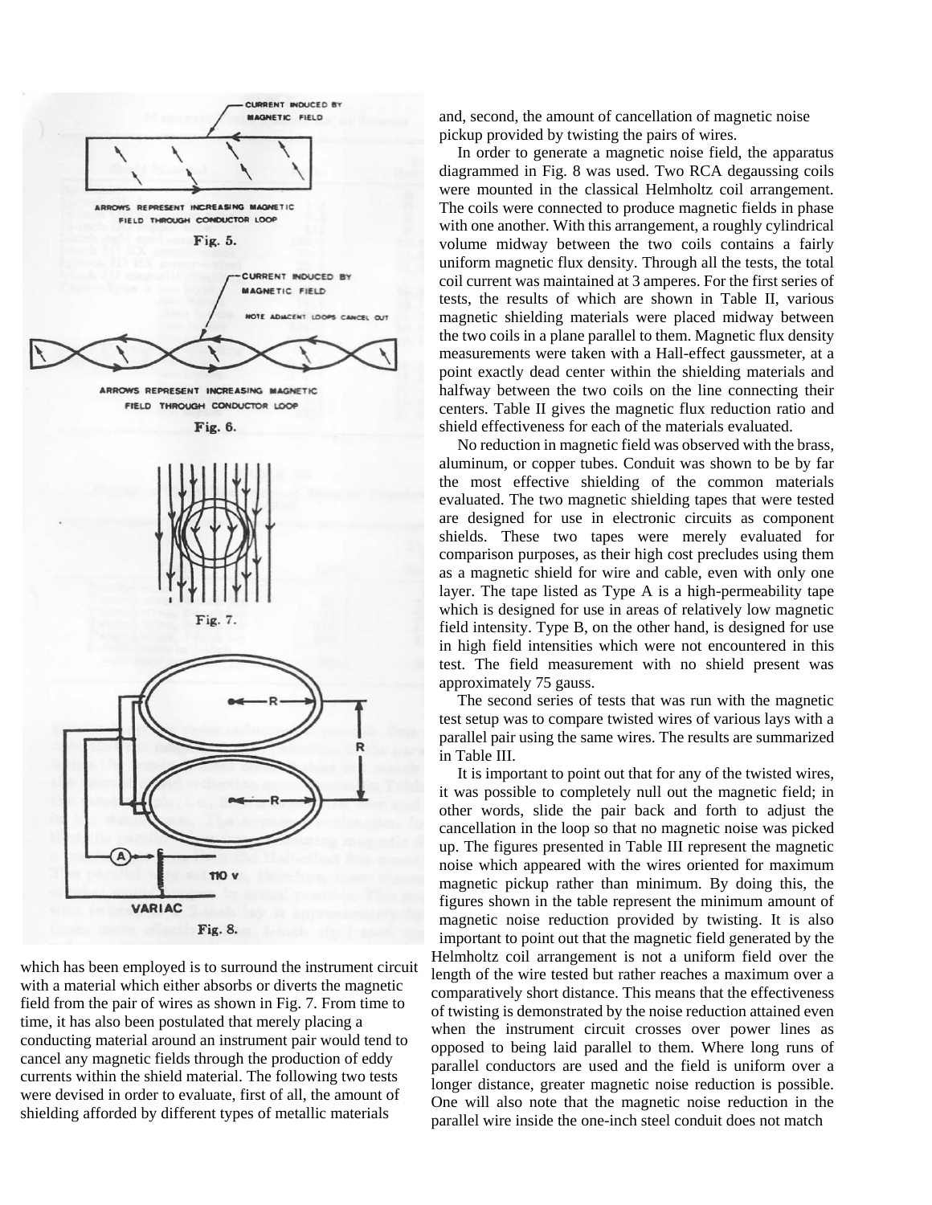CURRENT INDUCED BY MAGNETIC FIELD

ARROWS REPRESENT INCREASING MAGNETIC FIELD THROUGH CONDUCTOR LOOP

Fig. 5.

CURRENT INDUCED BY MAGNETIC FIELD

NOTE ADJACENT LOOPS CANCEL OUT

ARROWS REPRESENT INCREASING MAGNETIC FIELD THROUGH CONDUCTOR LOOP

Fig. 6.

Fig. 7.

R

R

R

A

110 v

VARIAC

Fig. 8.

which has been employed is to surround the instrument circuit with a material which either absorbs or diverts the magnetic field from the pair of wires as shown in Fig. 7. From time to time, it has also been postulated that merely placing a conducting material around an instrument pair would tend to cancel any magnetic fields through the production of eddy currents within the shield material. The following two tests were devised in order to evaluate, first of all, the amount of shielding afforded by different types of metallic materials and, second, the amount of cancellation of magnetic noise pickup provided by twisting the pairs of wires.

In order to generate a magnetic noise field, the apparatus diagrammed in Fig. 8 was used. Two RCA degaussing coils were mounted in the classical Helmholtz coil arrangement. The coils were connected to produce magnetic fields in phase with one another. With this arrangement, a roughly cylindrical volume midway between the two coils contains a fairly uniform magnetic flux density. Through all the tests, the total coil current was maintained at 3 amperes. For the first series of tests, the results of which are shown in Table II, various magnetic shielding materials were placed midway between the two coils in a plane parallel to them. Magnetic flux density measurements were taken with a Hall-effect gaussmeter, at a point exactly dead center within the shielding materials and halfway between the two coils on the line connecting their centers. Table II gives the magnetic flux reduction ratio and shield effectiveness for each of the materials evaluated.

No reduction in magnetic field was observed with the brass, aluminum, or copper tubes. Conduit was shown to be by far the most effective shielding of the common materials evaluated. The two magnetic shielding tapes that were tested are designed for use in electronic circuits as component shields. These two tapes were merely evaluated for comparison purposes, as their high cost precludes using them as a magnetic shield for wire and cable, even with only one layer. The tape listed as Type A is a high-permeability tape which is designed for use in areas of relatively low magnetic field intensity. Type B, on the other hand, is designed for use in high field intensities which were not encountered in this test. The field measurement with no shield present was approximately 75 gauss.

The second series of tests that was run with the magnetic test setup was to compare twisted wires of various lays with a parallel pair using the same wires. The results are summarized in Table III.

It is important to point out that for any of the twisted wires, it was possible to completely null out the magnetic field; in other words, slide the pair back and forth to adjust the cancellation in the loop so that no magnetic noise was picked up. The figures presented in Table III represent the magnetic noise which appeared with the wires oriented for maximum magnetic pickup rather than minimum. By doing this, the figures shown in the table represent the minimum amount of magnetic noise reduction provided by twisting. It is also important to point out that the magnetic field generated by the Helmholtz coil arrangement is not a uniform field over the length of the wire tested but rather reaches a maximum over a comparatively short distance. This means that the effectiveness of twisting is demonstrated by the noise reduction attained even when the instrument circuit crosses over power lines as opposed to being laid parallel to them. Where long runs of parallel conductors are used and the field is uniform over a longer distance, greater magnetic noise reduction is possible. One will also note that the magnetic noise reduction in the parallel wire inside the one-inch steel conduit does not match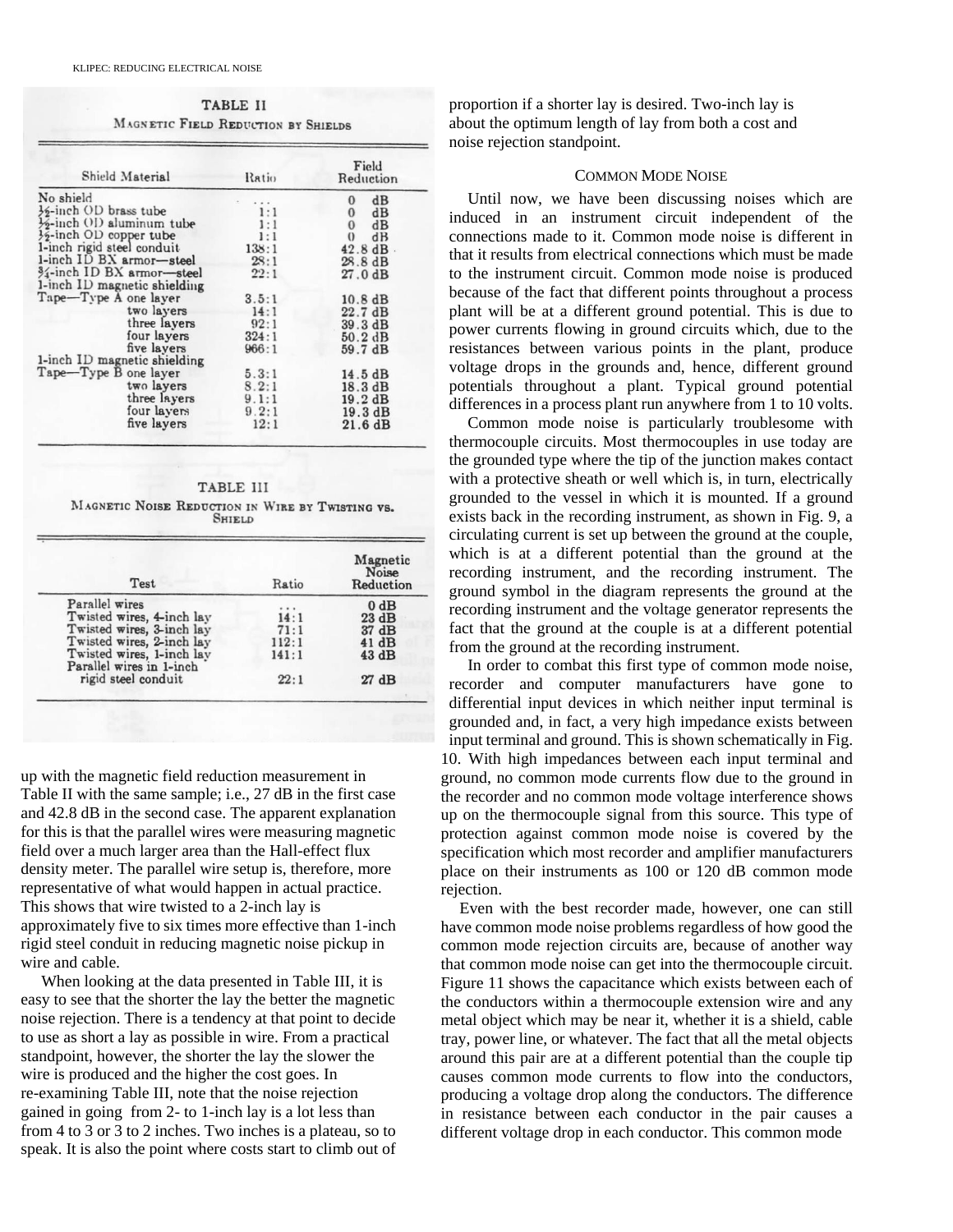**TABLE II**

**Magnetic Field Reduction by Shields**

| Shield Material | Ratio | Field Reduction |
|---|---|---|
| No shield | ... | 0 dB |
| ½-inch OD brass tube | 1:1 | 0 dB |
| ½-inch OD aluminum tube | 1:1 | 0 dB |
| ½-inch OD copper tube | 1:1 | 0 dB |
| 1-inch rigid steel conduit | 138:1 | 42.8 dB |
| 1-inch ID BX armor—steel | 28:1 | 28.8 dB |
| ¾-inch ID BX armor—steel | 22:1 | 27.0 dB |
| 1-inch ID magnetic shielding | | |
| Tape—Type A one layer | 3.5:1 | 10.8 dB |
| two layers | 14:1 | 22.7 dB |
| three layers | 92:1 | 39.3 dB |
| four layers | 324:1 | 50.2 dB |
| five layers | 966:1 | 59.7 dB |
| 1-inch ID magnetic shielding | | |
| Tape—Type B one layer | 5.3:1 | 14.5 dB |
| two layers | 8.2:1 | 18.3 dB |
| three layers | 9.1:1 | 19.2 dB |
| four layers | 9.2:1 | 19.3 dB |
| five layers | 12:1 | 21.6 dB |

**TABLE III**

**Magnetic Noise Reduction in Wire by Twisting vs. Shield**

| Test | Ratio | Magnetic Noise Reduction |
|---|---|---|
| Parallel wires | ... | 0 dB |
| Twisted wires, 4-inch lay | 14:1 | 23 dB |
| Twisted wires, 3-inch lay | 71:1 | 37 dB |
| Twisted wires, 2-inch lay | 112:1 | 41 dB |
| Twisted wires, 1-inch lay | 141:1 | 43 dB |
| Parallel wires in 1-inch rigid steel conduit | 22:1 | 27 dB |

up with the magnetic field reduction measurement in Table II with the same sample; i.e., 27 dB in the first case and 42.8 dB in the second case. The apparent explanation for this is that the parallel wires were measuring magnetic field over a much larger area than the Hall-effect flux density meter. The parallel wire setup is, therefore, more representative of what would happen in actual practice. This shows that wire twisted to a 2-inch lay is approximately five to six times more effective than 1-inch rigid steel conduit in reducing magnetic noise pickup in wire and cable.

When looking at the data presented in Table III, it is easy to see that the shorter the lay the better the magnetic noise rejection. There is a tendency at that point to decide to use as short a lay as possible in wire. From a practical standpoint, however, the shorter the lay the slower the wire is produced and the higher the cost goes. In re-examining Table III, note that the noise rejection gained in going from 2- to 1-inch lay is a lot less than from 4 to 3 or 3 to 2 inches. Two inches is a plateau, so to speak. It is also the point where costs start to climb out of proportion if a shorter lay is desired. Two-inch lay is about the optimum length of lay from both a cost and noise rejection standpoint.

## Common Mode Noise

Until now, we have been discussing noises which are induced in an instrument circuit independent of the connections made to it. Common mode noise is different in that it results from electrical connections which must be made to the instrument circuit. Common mode noise is produced because of the fact that different points throughout a process plant will be at a different ground potential. This is due to power currents flowing in ground circuits which, due to the resistances between various points in the plant, produce voltage drops in the grounds and, hence, different ground potentials throughout a plant. Typical ground potential differences in a process plant run anywhere from 1 to 10 volts.

Common mode noise is particularly troublesome with thermocouple circuits. Most thermocouples in use today are the grounded type where the tip of the junction makes contact with a protective sheath or well which is, in turn, electrically grounded to the vessel in which it is mounted. If a ground exists back in the recording instrument, as shown in Fig. 9, a circulating current is set up between the ground at the couple, which is at a different potential than the ground at the recording instrument, and the recording instrument. The ground symbol in the diagram represents the ground at the recording instrument and the voltage generator represents the fact that the ground at the couple is at a different potential from the ground at the recording instrument.

In order to combat this first type of common mode noise, recorder and computer manufacturers have gone to differential input devices in which neither input terminal is grounded and, in fact, a very high impedance exists between input terminal and ground. This is shown schematically in Fig. 10. With high impedances between each input terminal and ground, no common mode currents flow due to the ground in the recorder and no common mode voltage interference shows up on the thermocouple signal from this source. This type of protection against common mode noise is covered by the specification which most recorder and amplifier manufacturers place on their instruments as 100 or 120 dB common mode rejection.

Even with the best recorder made, however, one can still have common mode noise problems regardless of how good the common mode rejection circuits are, because of another way that common mode noise can get into the thermocouple circuit. Figure 11 shows the capacitance which exists between each of the conductors within a thermocouple extension wire and any metal object which may be near it, whether it is a shield, cable tray, power line, or whatever. The fact that all the metal objects around this pair are at a different potential than the couple tip causes common mode currents to flow into the conductors, producing a voltage drop along the conductors. The difference in resistance between each conductor in the pair causes a different voltage drop in each conductor. This common mode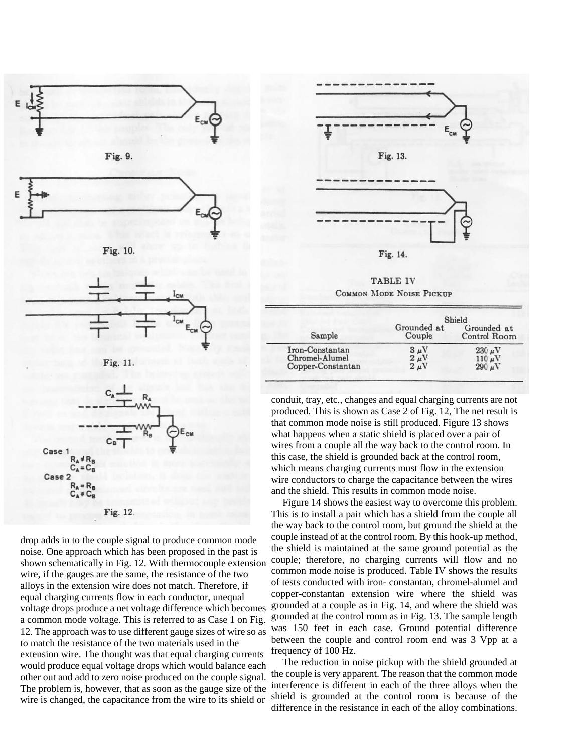Fig. 9.

Fig. 10.

Fig. 11.

Case 1
$R_A \neq R_B$
$C_A = C_B$

Case 2
$R_A = R_B$
$C_A \neq C_B$

Fig. 12.

drop adds in to the couple signal to produce common mode noise. One approach which has been proposed in the past is shown schematically in Fig. 12. With thermocouple extension wire, if the gauges are the same, the resistance of the two alloys in the extension wire does not match. Therefore, if equal charging currents flow in each conductor, unequal voltage drops produce a net voltage difference which becomes a common mode voltage. This is referred to as Case 1 on Fig. 12. The approach was to use different gauge sizes of wire so as to match the resistance of the two materials used in the extension wire. The thought was that equal charging currents would produce equal voltage drops which would balance each other out and add to zero noise produced on the couple signal. The problem is, however, that as soon as the gauge size of the wire is changed, the capacitance from the wire to its shield or conduit, tray, etc., changes and equal charging currents are not produced. This is shown as Case 2 of Fig. 12, The net result is that common mode noise is still produced. Figure 13 shows what happens when a static shield is placed over a pair of wires from a couple all the way back to the control room. In this case, the shield is grounded back at the control room, which means charging currents must flow in the extension wire conductors to charge the capacitance between the wires and the shield. This results in common mode noise.

Fig. 13.

Fig. 14.

Figure 14 shows the easiest way to overcome this problem. This is to install a pair which has a shield from the couple all the way back to the control room, but ground the shield at the couple instead of at the control room. By this hook-up method, the shield is maintained at the same ground potential as the couple; therefore, no charging currents will flow and no common mode noise is produced. Table IV shows the results of tests conducted with iron- constantan, chromel-alumel and copper-constantan extension wire where the shield was grounded at a couple as in Fig. 14, and where the shield was grounded at the control room as in Fig. 13. The sample length was 150 feet in each case. Ground potential difference between the couple and control room end was 3 Vpp at a frequency of 100 Hz.

TABLE IV
COMMON MODE NOISE PICKUP

| Sample | Shield Grounded at Couple | Shield Grounded at Control Room |
|---|---|---|
| Iron-Constantan | 3 μV | 230 μV |
| Chromel-Alumel | 2 μV | 110 μV |
| Copper-Constantan | 2 μV | 290 μV |

The reduction in noise pickup with the shield grounded at the couple is very apparent. The reason that the common mode interference is different in each of the three alloys when the shield is grounded at the control room is because of the difference in the resistance in each of the alloy combinations.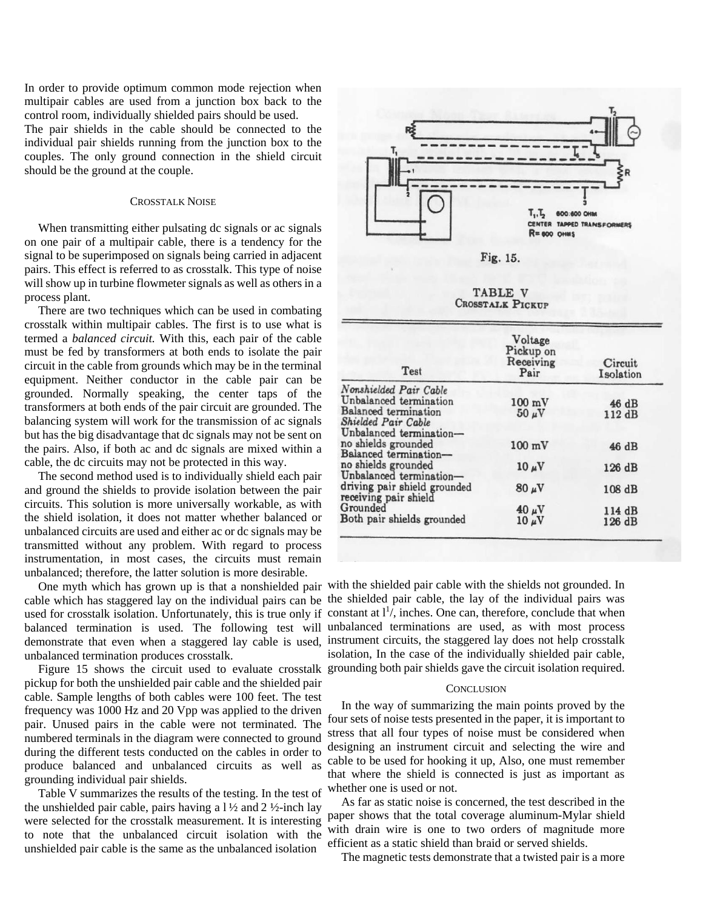In order to provide optimum common mode rejection when multipair cables are used from a junction box back to the control room, individually shielded pairs should be used. The pair shields in the cable should be connected to the individual pair shields running from the junction box to the couples. The only ground connection in the shield circuit should be the ground at the couple.

## Crosstalk Noise

When transmitting either pulsating dc signals or ac signals on one pair of a multipair cable, there is a tendency for the signal to be superimposed on signals being carried in adjacent pairs. This effect is referred to as crosstalk. This type of noise will show up in turbine flowmeter signals as well as others in a process plant.

There are two techniques which can be used in combating crosstalk within multipair cables. The first is to use what is termed a *balanced circuit.* With this, each pair of the cable must be fed by transformers at both ends to isolate the pair circuit in the cable from grounds which may be in the terminal equipment. Neither conductor in the cable pair can be grounded. Normally speaking, the center taps of the transformers at both ends of the pair circuit are grounded. The balancing system will work for the transmission of ac signals but has the big disadvantage that dc signals may not be sent on the pairs. Also, if both ac and dc signals are mixed within a cable, the dc circuits may not be protected in this way.

The second method used is to individually shield each pair and ground the shields to provide isolation between the pair circuits. This solution is more universally workable, as with the shield isolation, it does not matter whether balanced or unbalanced circuits are used and either ac or dc signals may be transmitted without any problem. With regard to process instrumentation, in most cases, the circuits must remain unbalanced; therefore, the latter solution is more desirable.

One myth which has grown up is that a nonshielded pair cable which has staggered lay on the individual pairs can be used for crosstalk isolation. Unfortunately, this is true only if balanced termination is used. The following test will demonstrate that even when a staggered lay cable is used, unbalanced termination produces crosstalk.

Figure 15 shows the circuit used to evaluate crosstalk pickup for both the unshielded pair cable and the shielded pair cable. Sample lengths of both cables were 100 feet. The test frequency was 1000 Hz and 20 Vpp was applied to the driven pair. Unused pairs in the cable were not terminated. The numbered terminals in the diagram were connected to ground during the different tests conducted on the cables in order to produce balanced and unbalanced circuits as well as grounding individual pair shields.

Table V summarizes the results of the testing. In the test of the unshielded pair cable, pairs having a 1½ and 2½-inch lay were selected for the crosstalk measurement. It is interesting to note that the unbalanced circuit isolation with the unshielded pair cable is the same as the unbalanced isolation with the shielded pair cable with the shields not grounded. In the shielded pair cable, the lay of the individual pairs was constant at 1½ inches. One can, therefore, conclude that when unbalanced terminations are used, as with most process instrument circuits, the staggered lay does not help crosstalk isolation, In the case of the individually shielded pair cable, grounding both pair shields gave the circuit isolation required.

R
T₁
T₂
R
1
2
3
4
5
T₁, T₂ 600:600 OHM CENTER TAPPED TRANSFORMERS
R= 600 OHMS

Fig. 15.

TABLE V
Crosstalk Pickup

| Test | Voltage Pickup on Receiving Pair | Circuit Isolation |
|---|---|---|
| *Nonshielded Pair Cable* | | |
| Unbalanced termination | 100 mV | 46 dB |
| Balanced termination | 50 μV | 112 dB |
| *Shielded Pair Cable* | | |
| Unbalanced termination—no shields grounded | 100 mV | 46 dB |
| Balanced termination—no shields grounded | 10 μV | 126 dB |
| Unbalanced termination—driving pair shield grounded | 80 μV | 108 dB |
| receiving pair shield Grounded | 40 μV | 114 dB |
| Both pair shields grounded | 10 μV | 126 dB |

## Conclusion

In the way of summarizing the main points proved by the four sets of noise tests presented in the paper, it is important to stress that all four types of noise must be considered when designing an instrument circuit and selecting the wire and cable to be used for hooking it up, Also, one must remember that where the shield is connected is just as important as whether one is used or not.

As far as static noise is concerned, the test described in the paper shows that the total coverage aluminum-Mylar shield with drain wire is one to two orders of magnitude more efficient as a static shield than braid or served shields.

The magnetic tests demonstrate that a twisted pair is a more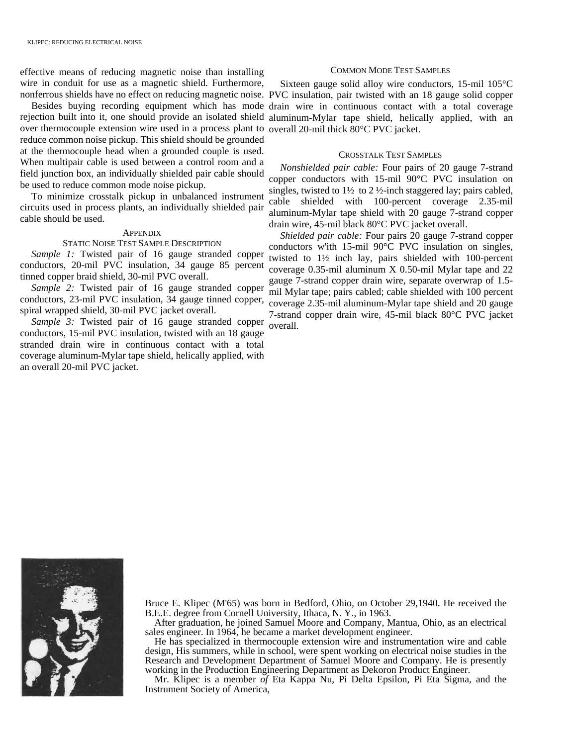effective means of reducing magnetic noise than installing wire in conduit for use as a magnetic shield. Furthermore, nonferrous shields have no effect on reducing magnetic noise.

Besides buying recording equipment which has mode rejection built into it, one should provide an isolated shield over thermocouple extension wire used in a process plant to reduce common noise pickup. This shield should be grounded at the thermocouple head when a grounded couple is used. When multipair cable is used between a control room and a field junction box, an individually shielded pair cable should be used to reduce common mode noise pickup.

To minimize crosstalk pickup in unbalanced instrument circuits used in process plants, an individually shielded pair cable should be used.

## Appendix

### Static Noise Test Sample Description

*Sample 1:* Twisted pair of 16 gauge stranded copper conductors, 20-mil PVC insulation, 34 gauge 85 percent tinned copper braid shield, 30-mil PVC overall.

*Sample 2:* Twisted pair of 16 gauge stranded copper conductors, 23-mil PVC insulation, 34 gauge tinned copper, spiral wrapped shield, 30-mil PVC jacket overall.

*Sample 3:* Twisted pair of 16 gauge stranded copper conductors, 15-mil PVC insulation, twisted with an 18 gauge stranded drain wire in continuous contact with a total coverage aluminum-Mylar tape shield, helically applied, with an overall 20-mil PVC jacket.

### Common Mode Test Samples

Sixteen gauge solid alloy wire conductors, 15-mil 105°C PVC insulation, pair twisted with an 18 gauge solid copper drain wire in continuous contact with a total coverage aluminum-Mylar tape shield, helically applied, with an overall 20-mil thick 80°C PVC jacket.

### Crosstalk Test Samples

*Nonshielded pair cable:* Four pairs of 20 gauge 7-strand copper conductors with 15-mil 90°C PVC insulation on singles, twisted to 1½ to 2 ½-inch staggered lay; pairs cabled, cable shielded with 100-percent coverage 2.35-mil aluminum-Mylar tape shield with 20 gauge 7-strand copper drain wire, 45-mil black 80°C PVC jacket overall.

*Shielded pair cable:* Four pairs 20 gauge 7-strand copper conductors w'ith 15-mil 90°C PVC insulation on singles, twisted to 1½ inch lay, pairs shielded with 100-percent coverage 0.35-mil aluminum X 0.50-mil Mylar tape and 22 gauge 7-strand copper drain wire, separate overwrap of 1.5-mil Mylar tape; pairs cabled; cable shielded with 100 percent coverage 2.35-mil aluminum-Mylar tape shield and 20 gauge 7-strand copper drain wire, 45-mil black 80°C PVC jacket overall.

Bruce E. Klipec (M'65) was born in Bedford, Ohio, on October 29,1940. He received the B.E.E. degree from Cornell University, Ithaca, N. Y., in 1963.

After graduation, he joined Samuel Moore and Company, Mantua, Ohio, as an electrical sales engineer. In 1964, he became a market development engineer.

He has specialized in thermocouple extension wire and instrumentation wire and cable design, His summers, while in school, were spent working on electrical noise studies in the Research and Development Department of Samuel Moore and Company. He is presently working in the Production Engineering Department as Dekoron Product Engineer.

Mr. Klipec is a member *of* Eta Kappa Nu, Pi Delta Epsilon, Pi Eta Sigma, and the Instrument Society of America,